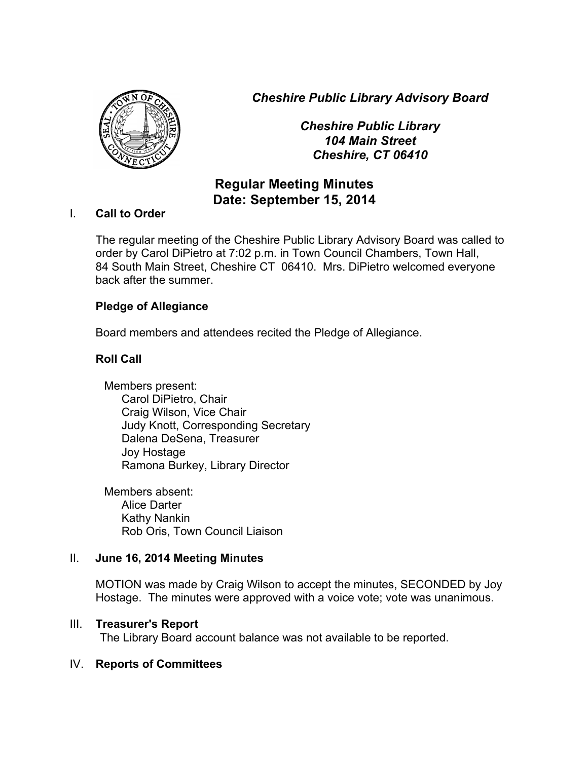*Cheshire Public Library Advisory Board*

*Cheshire Public Library*
*104 Main Street*
*Cheshire, CT 06410*

# Regular Meeting Minutes
# Date: September 15, 2014

## I. Call to Order

The regular meeting of the Cheshire Public Library Advisory Board was called to order by Carol DiPietro at 7:02 p.m. in Town Council Chambers, Town Hall, 84 South Main Street, Cheshire CT 06410. Mrs. DiPietro welcomed everyone back after the summer.

**Pledge of Allegiance**

Board members and attendees recited the Pledge of Allegiance.

**Roll Call**

Members present:
- Carol DiPietro, Chair
- Craig Wilson, Vice Chair
- Judy Knott, Corresponding Secretary
- Dalena DeSena, Treasurer
- Joy Hostage
- Ramona Burkey, Library Director

Members absent:
- Alice Darter
- Kathy Nankin
- Rob Oris, Town Council Liaison

## II. June 16, 2014 Meeting Minutes

MOTION was made by Craig Wilson to accept the minutes, SECONDED by Joy Hostage. The minutes were approved with a voice vote; vote was unanimous.

## III. Treasurer's Report

The Library Board account balance was not available to be reported.

## IV. Reports of Committees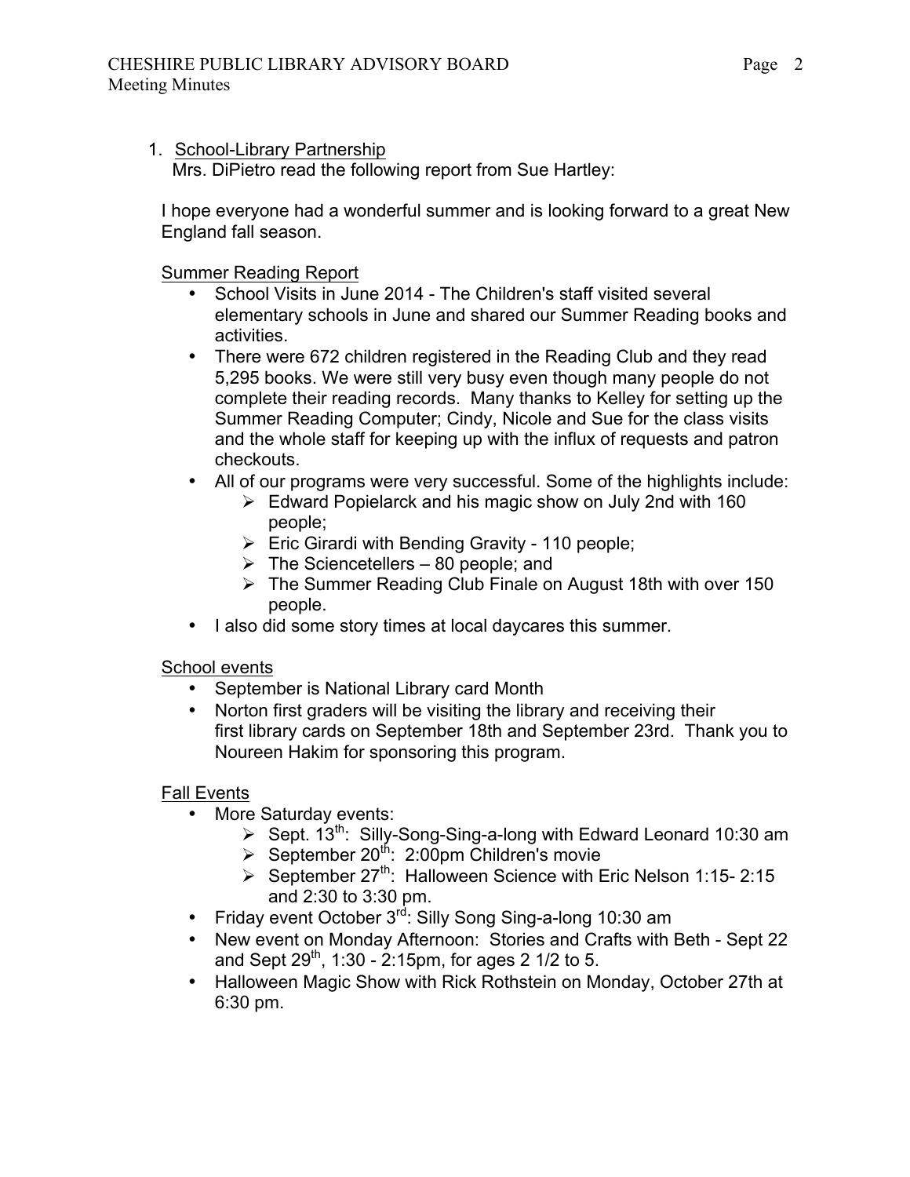1. School-Library Partnership

   Mrs. DiPietro read the following report from Sue Hartley:

   I hope everyone had a wonderful summer and is looking forward to a great New England fall season.

   Summer Reading Report

   - School Visits in June 2014 - The Children's staff visited several elementary schools in June and shared our Summer Reading books and activities.
   - There were 672 children registered in the Reading Club and they read 5,295 books. We were still very busy even though many people do not complete their reading records. Many thanks to Kelley for setting up the Summer Reading Computer; Cindy, Nicole and Sue for the class visits and the whole staff for keeping up with the influx of requests and patron checkouts.
   - All of our programs were very successful. Some of the highlights include:
     - Edward Popielarck and his magic show on July 2nd with 160 people;
     - Eric Girardi with Bending Gravity - 110 people;
     - The Sciencetellers – 80 people; and
     - The Summer Reading Club Finale on August 18th with over 150 people.
   - I also did some story times at local daycares this summer.

   School events

   - September is National Library card Month
   - Norton first graders will be visiting the library and receiving their first library cards on September 18th and September 23rd. Thank you to Noureen Hakim for sponsoring this program.

   Fall Events

   - More Saturday events:
     - Sept. 13th: Silly-Song-Sing-a-long with Edward Leonard 10:30 am
     - September 20th: 2:00pm Children's movie
     - September 27th: Halloween Science with Eric Nelson 1:15- 2:15 and 2:30 to 3:30 pm.
   - Friday event October 3rd: Silly Song Sing-a-long 10:30 am
   - New event on Monday Afternoon: Stories and Crafts with Beth - Sept 22 and Sept 29th, 1:30 - 2:15pm, for ages 2 1/2 to 5.
   - Halloween Magic Show with Rick Rothstein on Monday, October 27th at 6:30 pm.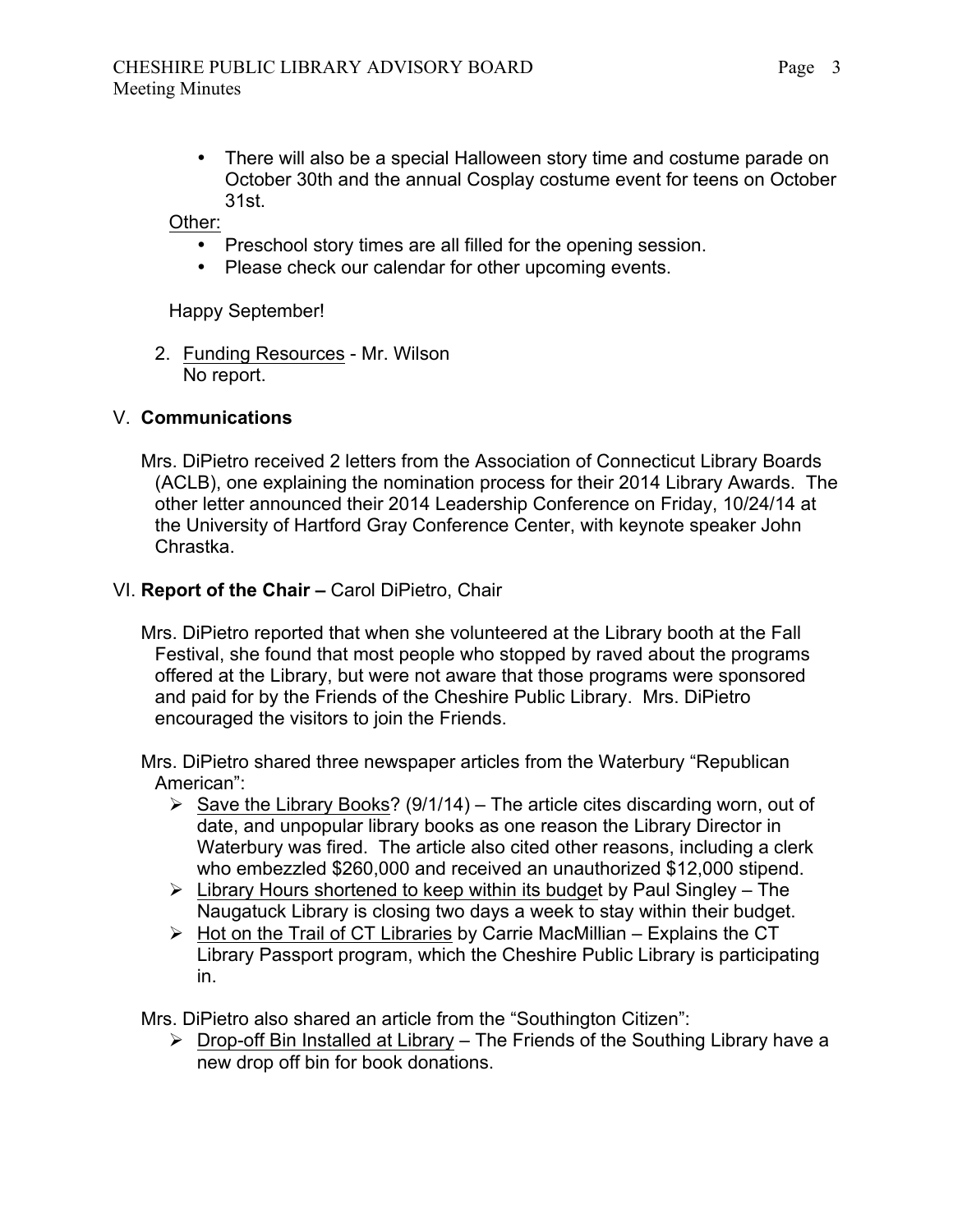- There will also be a special Halloween story time and costume parade on October 30th and the annual Cosplay costume event for teens on October 31st.

Other:

- Preschool story times are all filled for the opening session.
- Please check our calendar for other upcoming events.

Happy September!

2. Funding Resources - Mr. Wilson
   No report.

## V. Communications

Mrs. DiPietro received 2 letters from the Association of Connecticut Library Boards (ACLB), one explaining the nomination process for their 2014 Library Awards. The other letter announced their 2014 Leadership Conference on Friday, 10/24/14 at the University of Hartford Gray Conference Center, with keynote speaker John Chrastka.

## VI. Report of the Chair – Carol DiPietro, Chair

Mrs. DiPietro reported that when she volunteered at the Library booth at the Fall Festival, she found that most people who stopped by raved about the programs offered at the Library, but were not aware that those programs were sponsored and paid for by the Friends of the Cheshire Public Library. Mrs. DiPietro encouraged the visitors to join the Friends.

Mrs. DiPietro shared three newspaper articles from the Waterbury "Republican American":

- Save the Library Books? (9/1/14) – The article cites discarding worn, out of date, and unpopular library books as one reason the Library Director in Waterbury was fired. The article also cited other reasons, including a clerk who embezzled $260,000 and received an unauthorized $12,000 stipend.
- Library Hours shortened to keep within its budget by Paul Singley – The Naugatuck Library is closing two days a week to stay within their budget.
- Hot on the Trail of CT Libraries by Carrie MacMillian – Explains the CT Library Passport program, which the Cheshire Public Library is participating in.

Mrs. DiPietro also shared an article from the "Southington Citizen":

- Drop-off Bin Installed at Library – The Friends of the Southing Library have a new drop off bin for book donations.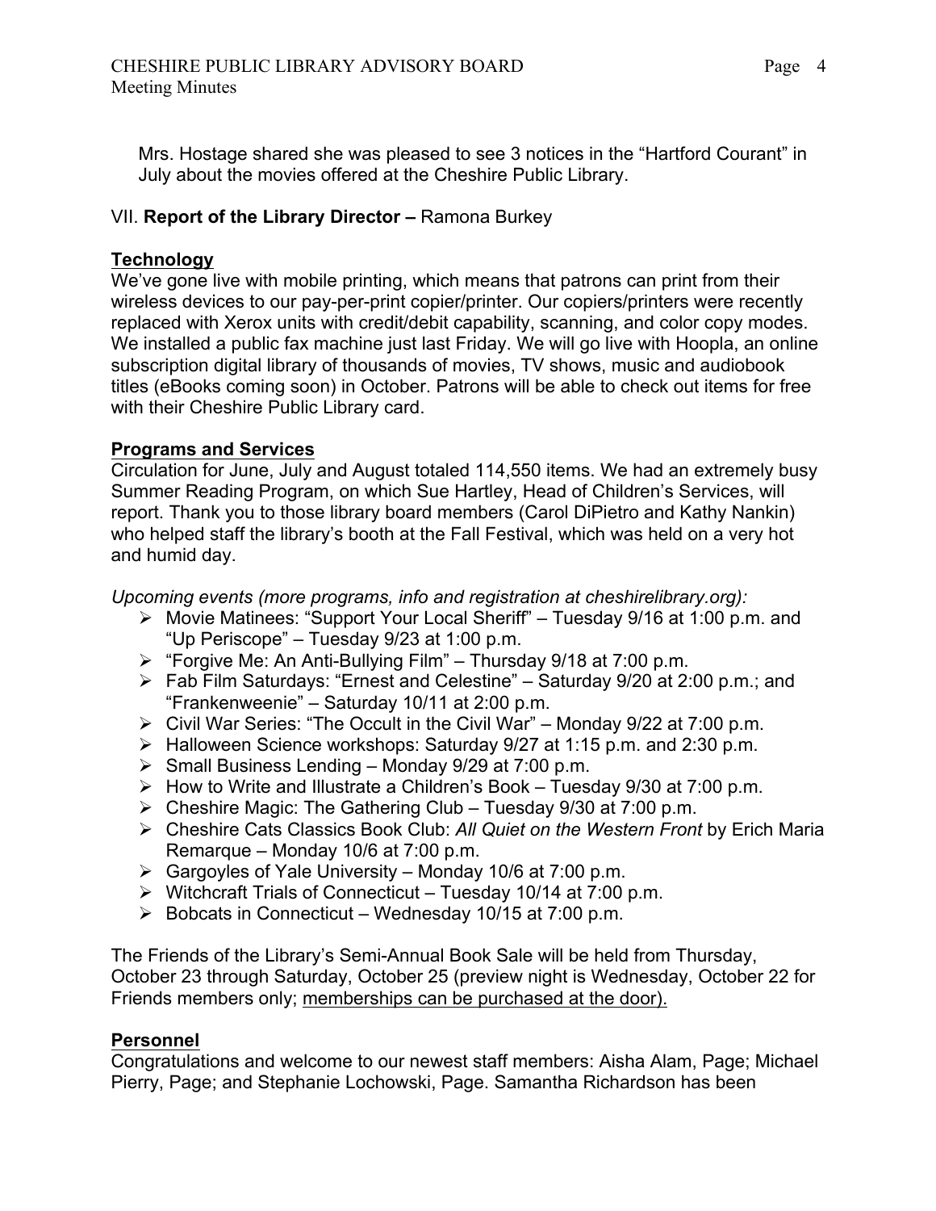Mrs. Hostage shared she was pleased to see 3 notices in the "Hartford Courant" in July about the movies offered at the Cheshire Public Library.

VII. **Report of the Library Director –** Ramona Burkey

**Technology**

We've gone live with mobile printing, which means that patrons can print from their wireless devices to our pay-per-print copier/printer. Our copiers/printers were recently replaced with Xerox units with credit/debit capability, scanning, and color copy modes. We installed a public fax machine just last Friday. We will go live with Hoopla, an online subscription digital library of thousands of movies, TV shows, music and audiobook titles (eBooks coming soon) in October. Patrons will be able to check out items for free with their Cheshire Public Library card.

**Programs and Services**

Circulation for June, July and August totaled 114,550 items. We had an extremely busy Summer Reading Program, on which Sue Hartley, Head of Children's Services, will report. Thank you to those library board members (Carol DiPietro and Kathy Nankin) who helped staff the library's booth at the Fall Festival, which was held on a very hot and humid day.

*Upcoming events (more programs, info and registration at cheshirelibrary.org):*

- Movie Matinees: "Support Your Local Sheriff" – Tuesday 9/16 at 1:00 p.m. and "Up Periscope" – Tuesday 9/23 at 1:00 p.m.
- "Forgive Me: An Anti-Bullying Film" – Thursday 9/18 at 7:00 p.m.
- Fab Film Saturdays: "Ernest and Celestine" – Saturday 9/20 at 2:00 p.m.; and "Frankenweenie" – Saturday 10/11 at 2:00 p.m.
- Civil War Series: "The Occult in the Civil War" – Monday 9/22 at 7:00 p.m.
- Halloween Science workshops: Saturday 9/27 at 1:15 p.m. and 2:30 p.m.
- Small Business Lending – Monday 9/29 at 7:00 p.m.
- How to Write and Illustrate a Children's Book – Tuesday 9/30 at 7:00 p.m.
- Cheshire Magic: The Gathering Club – Tuesday 9/30 at 7:00 p.m.
- Cheshire Cats Classics Book Club: *All Quiet on the Western Front* by Erich Maria Remarque – Monday 10/6 at 7:00 p.m.
- Gargoyles of Yale University – Monday 10/6 at 7:00 p.m.
- Witchcraft Trials of Connecticut – Tuesday 10/14 at 7:00 p.m.
- Bobcats in Connecticut – Wednesday 10/15 at 7:00 p.m.

The Friends of the Library's Semi-Annual Book Sale will be held from Thursday, October 23 through Saturday, October 25 (preview night is Wednesday, October 22 for Friends members only; <u>memberships can be purchased at the door).</u>

**Personnel**

Congratulations and welcome to our newest staff members: Aisha Alam, Page; Michael Pierry, Page; and Stephanie Lochowski, Page. Samantha Richardson has been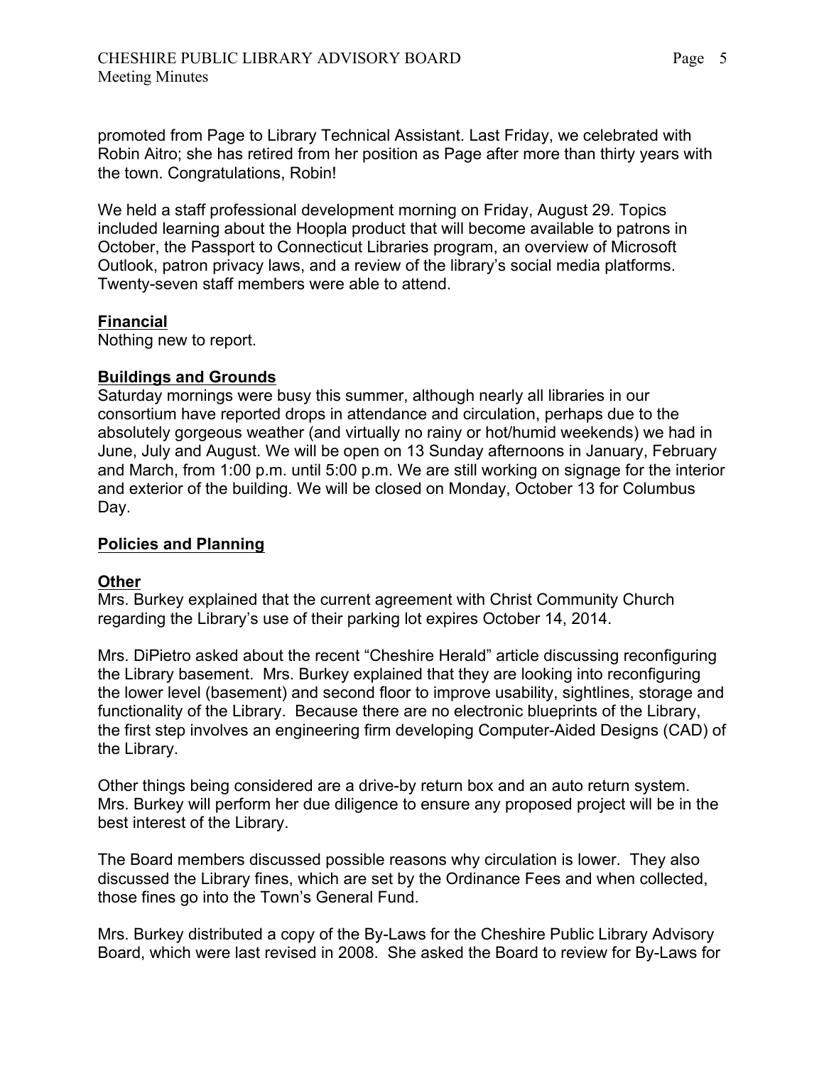promoted from Page to Library Technical Assistant. Last Friday, we celebrated with Robin Aitro; she has retired from her position as Page after more than thirty years with the town. Congratulations, Robin!

We held a staff professional development morning on Friday, August 29. Topics included learning about the Hoopla product that will become available to patrons in October, the Passport to Connecticut Libraries program, an overview of Microsoft Outlook, patron privacy laws, and a review of the library's social media platforms. Twenty-seven staff members were able to attend.

**Financial**

Nothing new to report.

**Buildings and Grounds**

Saturday mornings were busy this summer, although nearly all libraries in our consortium have reported drops in attendance and circulation, perhaps due to the absolutely gorgeous weather (and virtually no rainy or hot/humid weekends) we had in June, July and August. We will be open on 13 Sunday afternoons in January, February and March, from 1:00 p.m. until 5:00 p.m. We are still working on signage for the interior and exterior of the building. We will be closed on Monday, October 13 for Columbus Day.

**Policies and Planning**

**Other**

Mrs. Burkey explained that the current agreement with Christ Community Church regarding the Library's use of their parking lot expires October 14, 2014.

Mrs. DiPietro asked about the recent "Cheshire Herald" article discussing reconfiguring the Library basement. Mrs. Burkey explained that they are looking into reconfiguring the lower level (basement) and second floor to improve usability, sightlines, storage and functionality of the Library. Because there are no electronic blueprints of the Library, the first step involves an engineering firm developing Computer-Aided Designs (CAD) of the Library.

Other things being considered are a drive-by return box and an auto return system. Mrs. Burkey will perform her due diligence to ensure any proposed project will be in the best interest of the Library.

The Board members discussed possible reasons why circulation is lower. They also discussed the Library fines, which are set by the Ordinance Fees and when collected, those fines go into the Town's General Fund.

Mrs. Burkey distributed a copy of the By-Laws for the Cheshire Public Library Advisory Board, which were last revised in 2008. She asked the Board to review for By-Laws for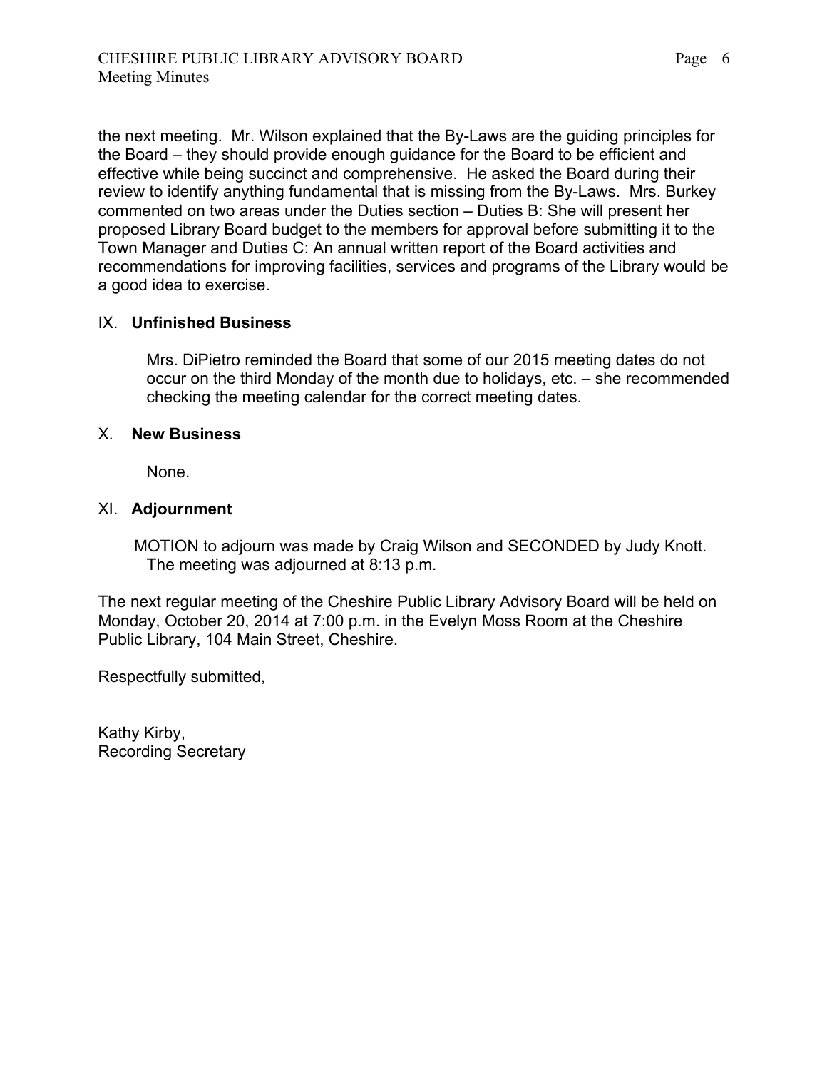the next meeting. Mr. Wilson explained that the By-Laws are the guiding principles for the Board – they should provide enough guidance for the Board to be efficient and effective while being succinct and comprehensive. He asked the Board during their review to identify anything fundamental that is missing from the By-Laws. Mrs. Burkey commented on two areas under the Duties section – Duties B: She will present her proposed Library Board budget to the members for approval before submitting it to the Town Manager and Duties C: An annual written report of the Board activities and recommendations for improving facilities, services and programs of the Library would be a good idea to exercise.

## IX. **Unfinished Business**

Mrs. DiPietro reminded the Board that some of our 2015 meeting dates do not occur on the third Monday of the month due to holidays, etc. – she recommended checking the meeting calendar for the correct meeting dates.

## X. **New Business**

None.

## XI. **Adjournment**

MOTION to adjourn was made by Craig Wilson and SECONDED by Judy Knott. The meeting was adjourned at 8:13 p.m.

The next regular meeting of the Cheshire Public Library Advisory Board will be held on Monday, October 20, 2014 at 7:00 p.m. in the Evelyn Moss Room at the Cheshire Public Library, 104 Main Street, Cheshire.

Respectfully submitted,

Kathy Kirby,  
Recording Secretary